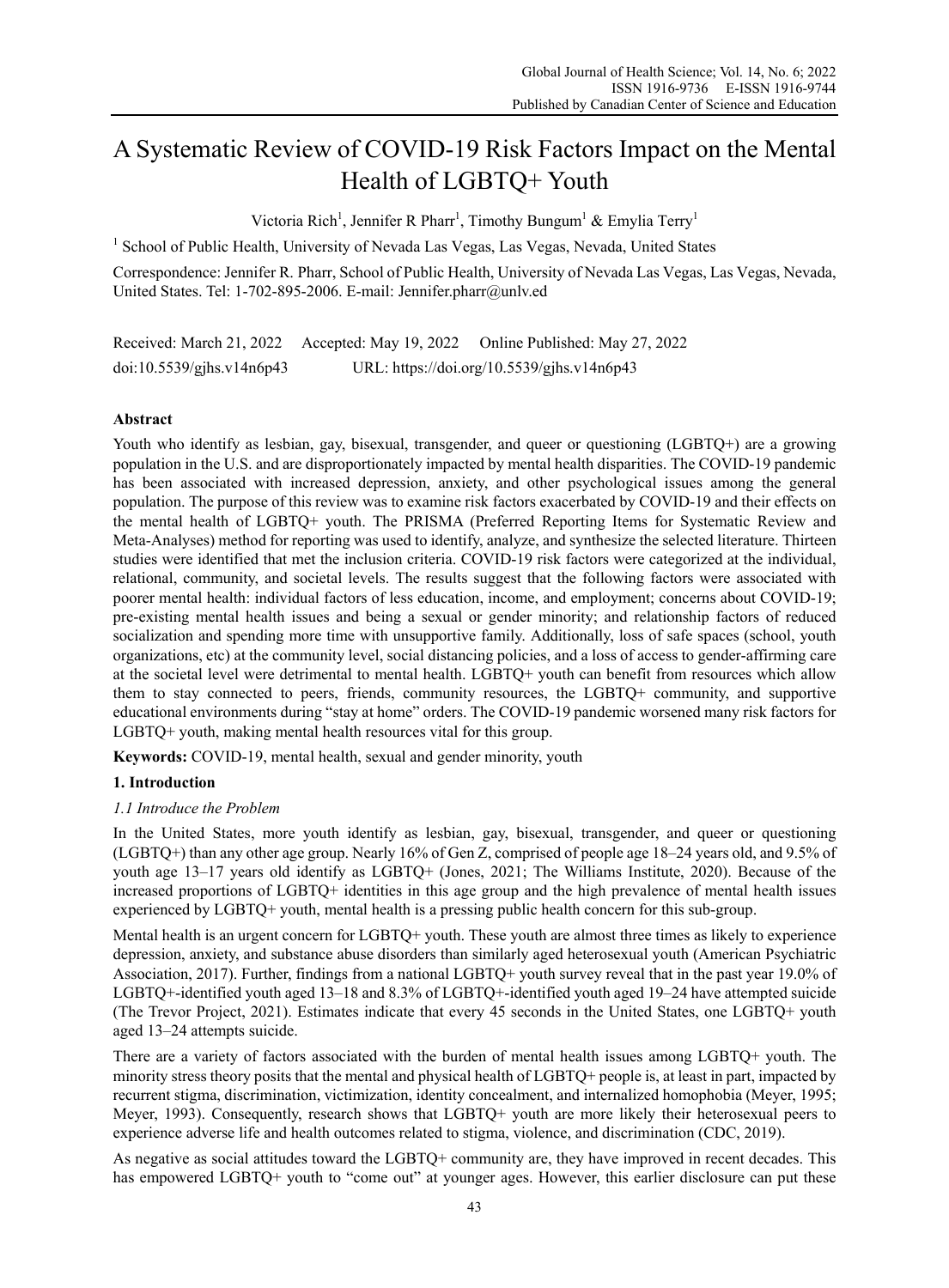# A Systematic Review of COVID-19 Risk Factors Impact on the Mental Health of LGBTQ+ Youth

Victoria Rich[1], Jennifer R Pharr[1], Timothy Bungum[1] & Emylia Terry[1]

[1] School of Public Health, University of Nevada Las Vegas, Las Vegas, Nevada, United States

Correspondence: Jennifer R. Pharr, School of Public Health, University of Nevada Las Vegas, Las Vegas, Nevada, United States. Tel: 1-702-895-2006. E-mail: Jennifer.pharr@unlv.ed

Received: March 21, 2022 Accepted: May 19, 2022 Online Published: May 27, 2022

doi:10.5539/gjhs.v14n6p43 URL: https://doi.org/10.5539/gjhs.v14n6p43

## Abstract

Youth who identify as lesbian, gay, bisexual, transgender, and queer or questioning (LGBTQ+) are a growing population in the U.S. and are disproportionately impacted by mental health disparities. The COVID-19 pandemic has been associated with increased depression, anxiety, and other psychological issues among the general population. The purpose of this review was to examine risk factors exacerbated by COVID-19 and their effects on the mental health of LGBTQ+ youth. The PRISMA (Preferred Reporting Items for Systematic Review and Meta-Analyses) method for reporting was used to identify, analyze, and synthesize the selected literature. Thirteen studies were identified that met the inclusion criteria. COVID-19 risk factors were categorized at the individual, relational, community, and societal levels. The results suggest that the following factors were associated with poorer mental health: individual factors of less education, income, and employment; concerns about COVID-19; pre-existing mental health issues and being a sexual or gender minority; and relationship factors of reduced socialization and spending more time with unsupportive family. Additionally, loss of safe spaces (school, youth organizations, etc) at the community level, social distancing policies, and a loss of access to gender-affirming care at the societal level were detrimental to mental health. LGBTQ+ youth can benefit from resources which allow them to stay connected to peers, friends, community resources, the LGBTQ+ community, and supportive educational environments during "stay at home" orders. The COVID-19 pandemic worsened many risk factors for LGBTQ+ youth, making mental health resources vital for this group.

**Keywords:** COVID-19, mental health, sexual and gender minority, youth

## 1. Introduction

### *1.1 Introduce the Problem*

In the United States, more youth identify as lesbian, gay, bisexual, transgender, and queer or questioning (LGBTQ+) than any other age group. Nearly 16% of Gen Z, comprised of people age 18–24 years old, and 9.5% of youth age 13–17 years old identify as LGBTQ+ (Jones, 2021; The Williams Institute, 2020). Because of the increased proportions of LGBTQ+ identities in this age group and the high prevalence of mental health issues experienced by LGBTQ+ youth, mental health is a pressing public health concern for this sub-group.

Mental health is an urgent concern for LGBTQ+ youth. These youth are almost three times as likely to experience depression, anxiety, and substance abuse disorders than similarly aged heterosexual youth (American Psychiatric Association, 2017). Further, findings from a national LGBTQ+ youth survey reveal that in the past year 19.0% of LGBTQ+-identified youth aged 13–18 and 8.3% of LGBTQ+-identified youth aged 19–24 have attempted suicide (The Trevor Project, 2021). Estimates indicate that every 45 seconds in the United States, one LGBTQ+ youth aged 13–24 attempts suicide.

There are a variety of factors associated with the burden of mental health issues among LGBTQ+ youth. The minority stress theory posits that the mental and physical health of LGBTQ+ people is, at least in part, impacted by recurrent stigma, discrimination, victimization, identity concealment, and internalized homophobia (Meyer, 1995; Meyer, 1993). Consequently, research shows that LGBTQ+ youth are more likely their heterosexual peers to experience adverse life and health outcomes related to stigma, violence, and discrimination (CDC, 2019).

As negative as social attitudes toward the LGBTQ+ community are, they have improved in recent decades. This has empowered LGBTQ+ youth to "come out" at younger ages. However, this earlier disclosure can put these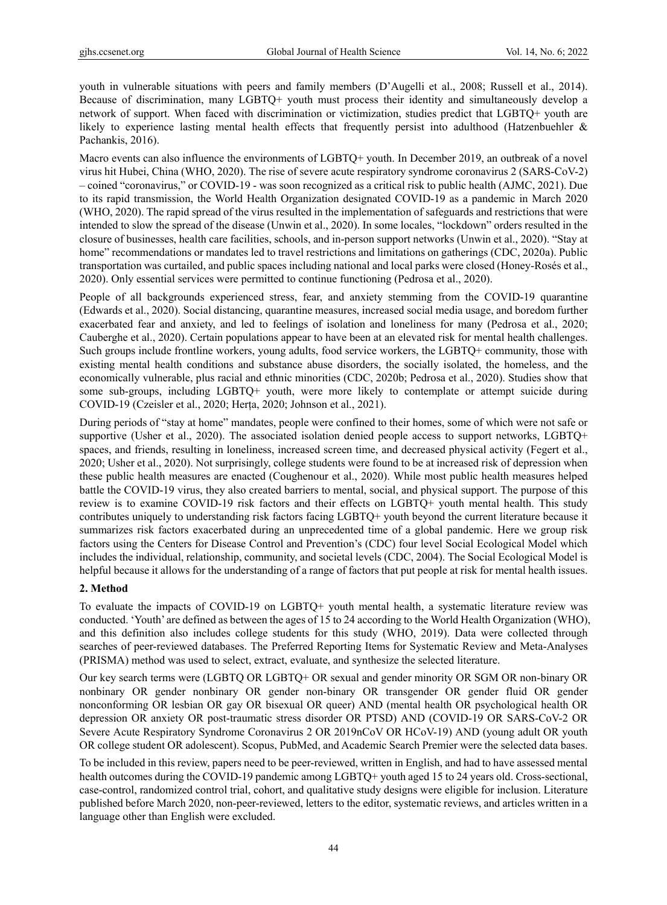youth in vulnerable situations with peers and family members (D'Augelli et al., 2008; Russell et al., 2014). Because of discrimination, many LGBTQ+ youth must process their identity and simultaneously develop a network of support. When faced with discrimination or victimization, studies predict that LGBTQ+ youth are likely to experience lasting mental health effects that frequently persist into adulthood (Hatzenbuehler & Pachankis, 2016).

Macro events can also influence the environments of LGBTQ+ youth. In December 2019, an outbreak of a novel virus hit Hubei, China (WHO, 2020). The rise of severe acute respiratory syndrome coronavirus 2 (SARS-CoV-2) – coined "coronavirus," or COVID-19 - was soon recognized as a critical risk to public health (AJMC, 2021). Due to its rapid transmission, the World Health Organization designated COVID-19 as a pandemic in March 2020 (WHO, 2020). The rapid spread of the virus resulted in the implementation of safeguards and restrictions that were intended to slow the spread of the disease (Unwin et al., 2020). In some locales, "lockdown" orders resulted in the closure of businesses, health care facilities, schools, and in-person support networks (Unwin et al., 2020). "Stay at home" recommendations or mandates led to travel restrictions and limitations on gatherings (CDC, 2020a). Public transportation was curtailed, and public spaces including national and local parks were closed (Honey-Rosés et al., 2020). Only essential services were permitted to continue functioning (Pedrosa et al., 2020).

People of all backgrounds experienced stress, fear, and anxiety stemming from the COVID-19 quarantine (Edwards et al., 2020). Social distancing, quarantine measures, increased social media usage, and boredom further exacerbated fear and anxiety, and led to feelings of isolation and loneliness for many (Pedrosa et al., 2020; Cauberghe et al., 2020). Certain populations appear to have been at an elevated risk for mental health challenges. Such groups include frontline workers, young adults, food service workers, the LGBTQ+ community, those with existing mental health conditions and substance abuse disorders, the socially isolated, the homeless, and the economically vulnerable, plus racial and ethnic minorities (CDC, 2020b; Pedrosa et al., 2020). Studies show that some sub-groups, including LGBTQ+ youth, were more likely to contemplate or attempt suicide during COVID-19 (Czeisler et al., 2020; Herța, 2020; Johnson et al., 2021).

During periods of "stay at home" mandates, people were confined to their homes, some of which were not safe or supportive (Usher et al., 2020). The associated isolation denied people access to support networks, LGBTQ+ spaces, and friends, resulting in loneliness, increased screen time, and decreased physical activity (Fegert et al., 2020; Usher et al., 2020). Not surprisingly, college students were found to be at increased risk of depression when these public health measures are enacted (Coughenour et al., 2020). While most public health measures helped battle the COVID-19 virus, they also created barriers to mental, social, and physical support. The purpose of this review is to examine COVID-19 risk factors and their effects on LGBTQ+ youth mental health. This study contributes uniquely to understanding risk factors facing LGBTQ+ youth beyond the current literature because it summarizes risk factors exacerbated during an unprecedented time of a global pandemic. Here we group risk factors using the Centers for Disease Control and Prevention's (CDC) four level Social Ecological Model which includes the individual, relationship, community, and societal levels (CDC, 2004). The Social Ecological Model is helpful because it allows for the understanding of a range of factors that put people at risk for mental health issues.

## 2. Method

To evaluate the impacts of COVID-19 on LGBTQ+ youth mental health, a systematic literature review was conducted. 'Youth' are defined as between the ages of 15 to 24 according to the World Health Organization (WHO), and this definition also includes college students for this study (WHO, 2019). Data were collected through searches of peer-reviewed databases. The Preferred Reporting Items for Systematic Review and Meta-Analyses (PRISMA) method was used to select, extract, evaluate, and synthesize the selected literature.

Our key search terms were (LGBTQ OR LGBTQ+ OR sexual and gender minority OR SGM OR non-binary OR nonbinary OR gender nonbinary OR gender non-binary OR transgender OR gender fluid OR gender nonconforming OR lesbian OR gay OR bisexual OR queer) AND (mental health OR psychological health OR depression OR anxiety OR post-traumatic stress disorder OR PTSD) AND (COVID-19 OR SARS-CoV-2 OR Severe Acute Respiratory Syndrome Coronavirus 2 OR 2019nCoV OR HCoV-19) AND (young adult OR youth OR college student OR adolescent). Scopus, PubMed, and Academic Search Premier were the selected data bases.

To be included in this review, papers need to be peer-reviewed, written in English, and had to have assessed mental health outcomes during the COVID-19 pandemic among LGBTQ+ youth aged 15 to 24 years old. Cross-sectional, case-control, randomized control trial, cohort, and qualitative study designs were eligible for inclusion. Literature published before March 2020, non-peer-reviewed, letters to the editor, systematic reviews, and articles written in a language other than English were excluded.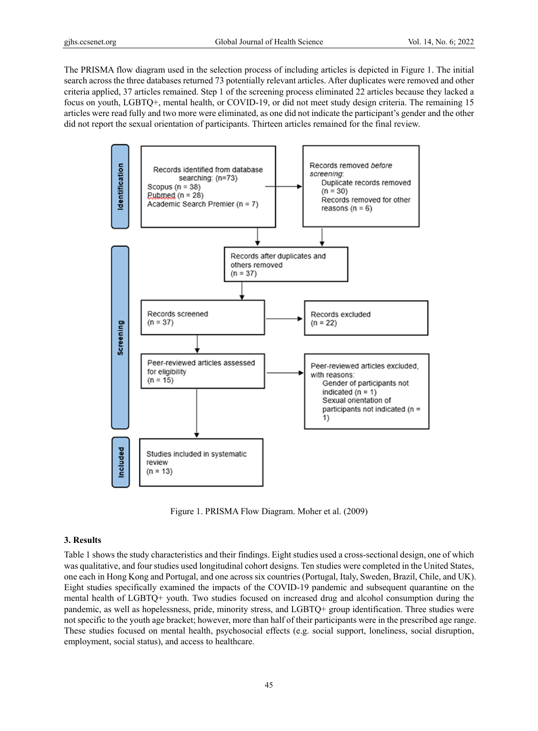The PRISMA flow diagram used in the selection process of including articles is depicted in Figure 1. The initial search across the three databases returned 73 potentially relevant articles. After duplicates were removed and other criteria applied, 37 articles remained. Step 1 of the screening process eliminated 22 articles because they lacked a focus on youth, LGBTQ+, mental health, or COVID-19, or did not meet study design criteria. The remaining 15 articles were read fully and two more were eliminated, as one did not indicate the participant's gender and the other did not report the sexual orientation of participants. Thirteen articles remained for the final review.

**Identification**

- Records identified from database searching: (n=73)
  - Scopus (n = 38)
  - Pubmed (n = 28)
  - Academic Search Premier (n = 7)
- Records removed *before screening*:
  - Duplicate records removed (n = 30)
  - Records removed for other reasons (n = 6)

**Screening**

- Records after duplicates and others removed (n = 37)
- Records screened (n = 37)
- Records excluded (n = 22)
- Peer-reviewed articles assessed for eligibility (n = 15)
- Peer-reviewed articles excluded, with reasons:
  - Gender of participants not indicated (n = 1)
  - Sexual orientation of participants not indicated (n = 1)

**Included**

- Studies included in systematic review (n = 13)

Figure 1. PRISMA Flow Diagram. Moher et al. (2009)

### 3. Results

Table 1 shows the study characteristics and their findings. Eight studies used a cross-sectional design, one of which was qualitative, and four studies used longitudinal cohort designs. Ten studies were completed in the United States, one each in Hong Kong and Portugal, and one across six countries (Portugal, Italy, Sweden, Brazil, Chile, and UK). Eight studies specifically examined the impacts of the COVID-19 pandemic and subsequent quarantine on the mental health of LGBTQ+ youth. Two studies focused on increased drug and alcohol consumption during the pandemic, as well as hopelessness, pride, minority stress, and LGBTQ+ group identification. Three studies were not specific to the youth age bracket; however, more than half of their participants were in the prescribed age range. These studies focused on mental health, psychosocial effects (e.g. social support, loneliness, social disruption, employment, social status), and access to healthcare.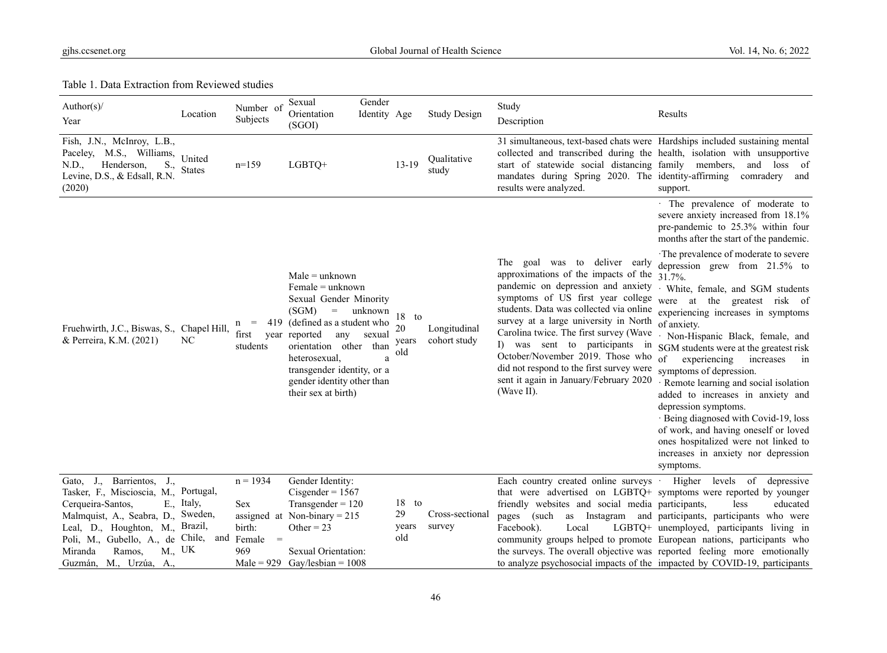Table 1. Data Extraction from Reviewed studies

| Author(s)/ Year | Location | Number of Subjects | Sexual Orientation (SGOI) | Gender Identity | Age | Study Design | Study Description | Results |
|---|---|---|---|---|---|---|---|---|
| Fish, J.N., McInroy, L.B., Paceley, M.S., Williams, N.D., Henderson, S., Levine, D.S., & Edsall, R.N. (2020) | United States | n=159 | LGBTQ+ | | 13-19 | Qualitative study | 31 simultaneous, text-based chats were collected and transcribed during the start of statewide social distancing mandates during Spring 2020. The results were analyzed. | Hardships included sustaining mental health, isolation with unsupportive family members, and loss of identity-affirming comradery and support. |
| Fruehwirth, J.C., Biswas, S., & Perreira, K.M. (2021) | Chapel Hill, NC | n = 419 first year students | Male = unknown<br>Female = unknown<br>Sexual Gender Minority (SGM) = unknown (defined as a student who reported any sexual orientation other than heterosexual, a transgender identity, or a gender identity other than their sex at birth) | | 18 to 20 years old | Longitudinal cohort study | The goal was to deliver early approximations of the impacts of the pandemic on depression and anxiety symptoms of US first year college students. Data was collected via online survey at a large university in North Carolina twice. The first survey (Wave I) was sent to participants in October/November 2019. Those who did not respond to the first survey were sent it again in January/February 2020 (Wave II). | · The prevalence of moderate to severe anxiety increased from 18.1% pre-pandemic to 25.3% within four months after the start of the pandemic.<br>·The prevalence of moderate to severe depression grew from 21.5% to 31.7%.<br>· White, female, and SGM students were at the greatest risk of experiencing increases in symptoms of anxiety.<br>· Non-Hispanic Black, female, and SGM students were at the greatest risk of experiencing increases in symptoms of depression.<br>· Remote learning and social isolation added to increases in anxiety and depression symptoms.<br>· Being diagnosed with Covid-19, loss of work, and having oneself or loved ones hospitalized were not linked to increases in anxiety nor depression symptoms. |
| Gato, J., Barrientos, J., Tasker, F., Miscioscia, M., Cerqueira-Santos, E., Malmquist, A., Seabra, D., Leal, D., Houghton, M., Poli, M., Gubello, A., de Miranda Ramos, M., Guzmán, M., Urzúa, A., | Portugal, Italy, Sweden, Brazil, Chile, and UK | n = 1934<br><br>Sex assigned at birth:<br>Female = 969<br>Male = 929 | Gender Identity:<br>Cisgender = 1567<br>Transgender = 120<br>Non-binary = 215<br>Other = 23<br><br>Sexual Orientation:<br>Gay/lesbian = 1008 | | 18 to 29 years old | Cross-sectional survey | Each country created online surveys that were advertised on LGBTQ+ friendly websites and social media pages (such as Instagram and Facebook). Local LGBTQ+ community groups helped to promote the surveys. The overall objective was to analyze psychosocial impacts of the | · Higher levels of depressive symptoms were reported by younger participants, less educated participants, participants who were unemployed, participants living in European nations, participants who reported feeling more emotionally impacted by COVID-19, participants |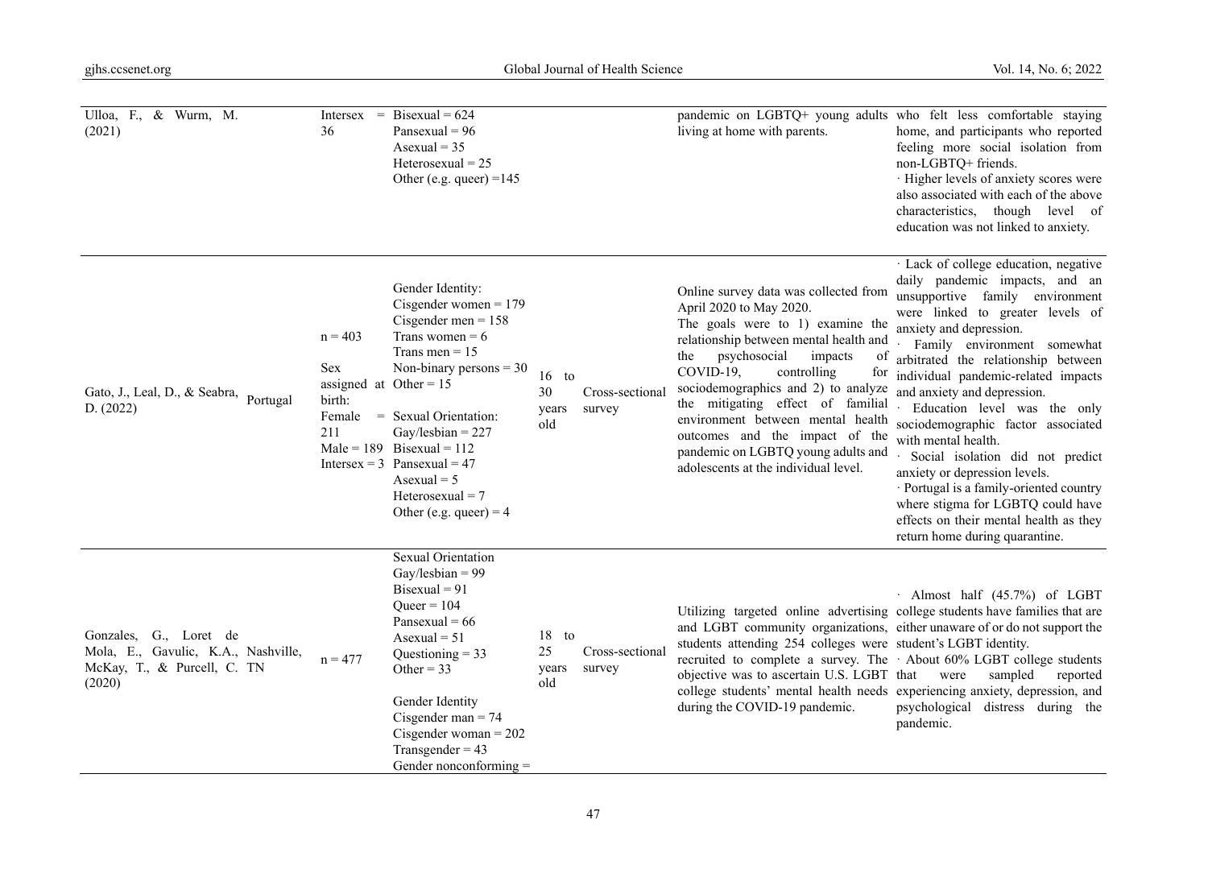| | | | | | | |
|---|---|---|---|---|---|---|
| Ulloa, F., & Wurm, M. (2021) | | Intersex = 36 | Bisexual = 624<br>Pansexual = 96<br>Asexual = 35<br>Heterosexual = 25<br>Other (e.g. queer) =145 | | | pandemic on LGBTQ+ young adults living at home with parents. | who felt less comfortable staying home, and participants who reported feeling more social isolation from non-LGBTQ+ friends.<br>· Higher levels of anxiety scores were also associated with each of the above characteristics, though level of education was not linked to anxiety. |
| Gato, J., Leal, D., & Seabra, D. (2022) | Portugal | n = 403<br><br>Sex assigned at birth:<br>Female = 211<br>Male = 189<br>Intersex = 3 | Gender Identity:<br>Cisgender women = 179<br>Cisgender men = 158<br>Trans women = 6<br>Trans men = 15<br>Non-binary persons = 30<br>Other = 15<br><br>Sexual Orientation:<br>Gay/lesbian = 227<br>Bisexual = 112<br>Pansexual = 47<br>Asexual = 5<br>Heterosexual = 7<br>Other (e.g. queer) = 4 | 16 to 30 years old | Cross-sectional survey | Online survey data was collected from April 2020 to May 2020.<br>The goals were to 1) examine the relationship between mental health and the psychosocial impacts of COVID-19, controlling for sociodemographics and 2) to analyze the mitigating effect of familial environment between mental health outcomes and the impact of the pandemic on LGBTQ young adults and adolescents at the individual level. | · Lack of college education, negative daily pandemic impacts, and an unsupportive family environment were linked to greater levels of anxiety and depression.<br>· Family environment somewhat arbitrated the relationship between individual pandemic-related impacts and anxiety and depression.<br>· Education level was the only sociodemographic factor associated with mental health.<br>· Social isolation did not predict anxiety or depression levels.<br>· Portugal is a family-oriented country where stigma for LGBTQ could have effects on their mental health as they return home during quarantine. |
| Gonzales, G., Loret de Mola, E., Gavulic, K.A., McKay, T., & Purcell, C. (2020) | Nashville, TN | n = 477 | Sexual Orientation<br>Gay/lesbian = 99<br>Bisexual = 91<br>Queer = 104<br>Pansexual = 66<br>Asexual = 51<br>Questioning = 33<br>Other = 33<br><br>Gender Identity<br>Cisgender man = 74<br>Cisgender woman = 202<br>Transgender = 43<br>Gender nonconforming = | 18 to 25 years old | Cross-sectional survey | Utilizing targeted online advertising and LGBT community organizations, students attending 254 colleges were recruited to complete a survey. The objective was to ascertain U.S. LGBT college students' mental health needs during the COVID-19 pandemic. | · Almost half (45.7%) of LGBT college students have families that are either unaware of or do not support the student's LGBT identity.<br>· About 60% LGBT college students that were sampled reported experiencing anxiety, depression, and psychological distress during the pandemic. |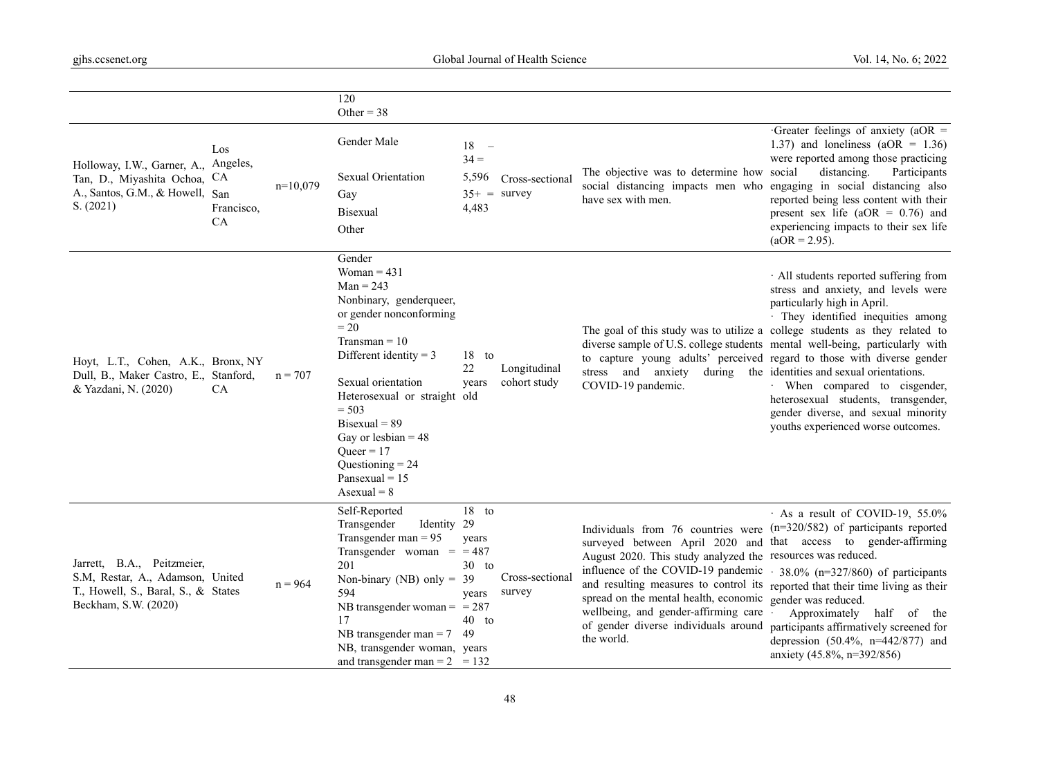| | | | | | | | |
|---|---|---|---|---|---|---|---|
| | | | 120<br>Other = 38 | | | | |
| Holloway, I.W., Garner, A., Tan, D., Miyashita Ochoa, A., Santos, G.M., & Howell, S. (2021) | Los Angeles, CA<br>San Francisco, CA | n=10,079 | Gender Male<br><br>Sexual Orientation<br>Gay<br>Bisexual<br>Other | 18 – 34 = 5,596<br>35+ = 4,483 | Cross-sectional survey | The objective was to determine how social distancing impacts men who have sex with men. | ·Greater feelings of anxiety (aOR = 1.37) and loneliness (aOR = 1.36) were reported among those practicing social distancing. Participants engaging in social distancing also reported being less content with their present sex life (aOR = 0.76) and experiencing impacts to their sex life (aOR = 2.95). |
| Hoyt, L.T., Cohen, A.K., Dull, B., Maker Castro, E., & Yazdani, N. (2020) | Bronx, NY<br>Stanford, CA | n = 707 | Gender<br>Woman = 431<br>Man = 243<br>Nonbinary, genderqueer, or gender nonconforming = 20<br>Transman = 10<br>Different identity = 3<br><br>Sexual orientation<br>Heterosexual or straight = 503<br>Bisexual = 89<br>Gay or lesbian = 48<br>Queer = 17<br>Questioning = 24<br>Pansexual = 15<br>Asexual = 8 | 18 to 22 years old | Longitudinal cohort study | The goal of this study was to utilize a diverse sample of U.S. college students to capture young adults' perceived stress and anxiety during the COVID-19 pandemic. | · All students reported suffering from stress and anxiety, and levels were particularly high in April.<br>· They identified inequities among college students as they related to mental well-being, particularly with regard to those with diverse gender identities and sexual orientations.<br>· When compared to cisgender, heterosexual students, transgender, gender diverse, and sexual minority youths experienced worse outcomes. |
| Jarrett, B.A., Peitzmeier, S.M, Restar, A., Adamson, T., Howell, S., Baral, S., & Beckham, S.W. (2020) | United States | n = 964 | Self-Reported Transgender Identity<br>Transgender man = 95<br>Transgender woman = 201<br>Non-binary (NB) only = 594<br>NB transgender woman = 17<br>NB transgender man = 7<br>NB, transgender woman, and transgender man = 2 | 18 to 29 years = 487<br>30 to 39 years = 287<br>40 to 49 years = 132 | Cross-sectional survey | Individuals from 76 countries were surveyed between April 2020 and August 2020. This study analyzed the influence of the COVID-19 pandemic and resulting measures to control its spread on the mental health, economic wellbeing, and gender-affirming care of gender diverse individuals around the world. | · As a result of COVID-19, 55.0% (n=320/582) of participants reported that access to gender-affirming resources was reduced.<br>· 38.0% (n=327/860) of participants reported that their time living as their gender was reduced.<br>· Approximately half of the participants affirmatively screened for depression (50.4%, n=442/877) and anxiety (45.8%, n=392/856) |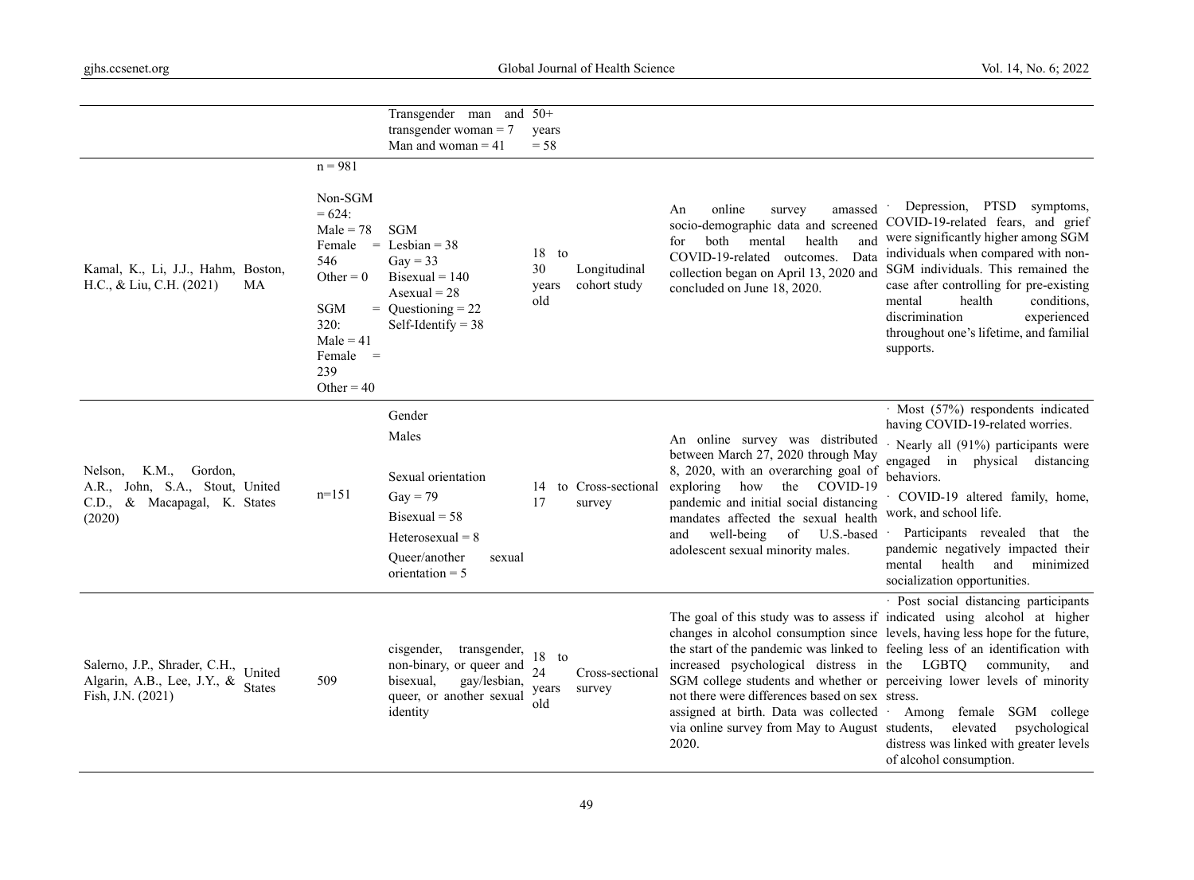| | | | | | | |
|---|---|---|---|---|---|---|
| | | Transgender man and transgender woman = 7<br>Man and woman = 41 | 50+ years = 58 | | | |
| Kamal, K., Li, J.J., Hahm, H.C., & Liu, C.H. (2021) | Boston, MA | n = 981<br><br>Non-SGM = 624:<br>Male = 78<br>Female = 546<br>Other = 0<br><br>SGM = 320:<br>Male = 41<br>Female = 239<br>Other = 40 | SGM<br>Lesbian = 38<br>Gay = 33<br>Bisexual = 140<br>Asexual = 28<br>Questioning = 22<br>Self-Identify = 38 | 18 to 30 years old | Longitudinal cohort study | An online survey amassed socio-demographic data and screened for both mental health and COVID-19-related outcomes. Data collection began on April 13, 2020 and concluded on June 18, 2020. | · Depression, PTSD symptoms, COVID-19-related fears, and grief were significantly higher among SGM individuals when compared with non-SGM individuals. This remained the case after controlling for pre-existing mental health conditions, discrimination experienced throughout one's lifetime, and familial supports. |
| Nelson, K.M., Gordon, A.R., John, S.A., Stout, C.D., & Macapagal, K. (2020) | United States | n=151 | Gender<br>Males<br><br>Sexual orientation<br>Gay = 79<br>Bisexual = 58<br>Heterosexual = 8<br>Queer/another sexual orientation = 5 | 14 to 17 | Cross-sectional survey | An online survey was distributed between March 27, 2020 through May 8, 2020, with an overarching goal of exploring how the COVID-19 pandemic and initial social distancing mandates affected the sexual health and well-being of U.S.-based adolescent sexual minority males. | · Most (57%) respondents indicated having COVID-19-related worries.<br>· Nearly all (91%) participants were engaged in physical distancing behaviors.<br>· COVID-19 altered family, home, work, and school life.<br>· Participants revealed that the pandemic negatively impacted their mental health and minimized socialization opportunities. |
| Salerno, J.P., Shrader, C.H., Algarin, A.B., Lee, J.Y., & Fish, J.N. (2021) | United States | 509 | cisgender, transgender, non-binary, or queer and bisexual, gay/lesbian, queer, or another sexual identity | 18 to 24 years old | Cross-sectional survey | The goal of this study was to assess if changes in alcohol consumption since the start of the pandemic was linked to increased psychological distress in SGM college students and whether or not there were differences based on sex assigned at birth. Data was collected via online survey from May to August 2020. | · Post social distancing participants indicated using alcohol at higher levels, having less hope for the future, feeling less of an identification with the LGBTQ community, and perceiving lower levels of minority stress.<br>· Among female SGM college students, elevated psychological distress was linked with greater levels of alcohol consumption. |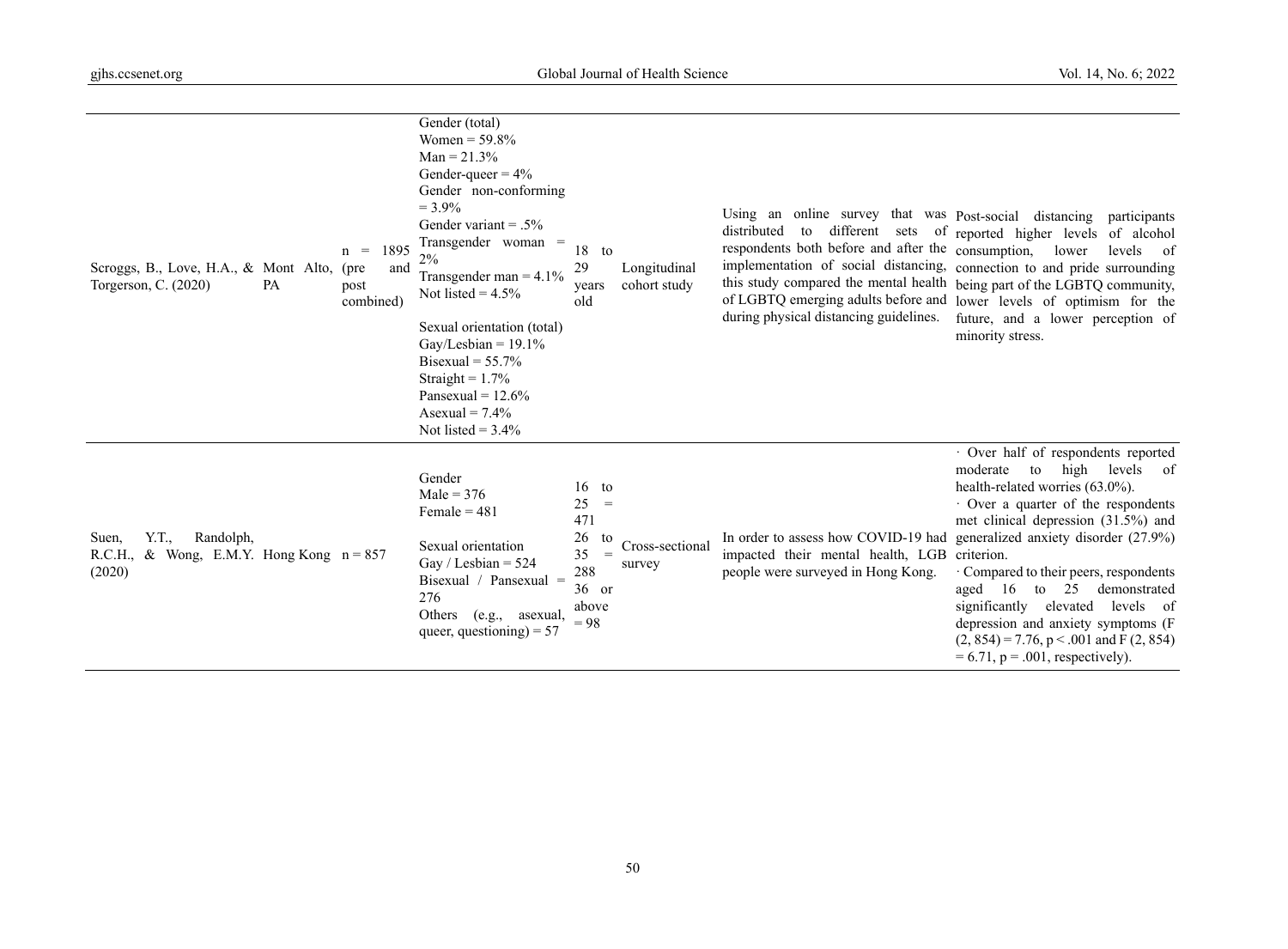| | | | | | | | |
|---|---|---|---|---|---|---|---|
| Scroggs, B., Love, H.A., & Torgerson, C. (2020) | Mont Alto, PA | n = 1895 (pre and post combined) | Gender (total)<br>Women = 59.8%<br>Man = 21.3%<br>Gender-queer = 4%<br>Gender non-conforming = 3.9%<br>Gender variant = .5%<br>Transgender woman = 2%<br>Transgender man = 4.1%<br>Not listed = 4.5%<br><br>Sexual orientation (total)<br>Gay/Lesbian = 19.1%<br>Bisexual = 55.7%<br>Straight = 1.7%<br>Pansexual = 12.6%<br>Asexual = 7.4%<br>Not listed = 3.4% | 18 to 29 years old | Longitudinal cohort study | Using an online survey that was distributed to different sets of respondents both before and after the implementation of social distancing, this study compared the mental health of LGBTQ emerging adults before and during physical distancing guidelines. | Post-social distancing participants reported higher levels of alcohol consumption, lower levels of connection to and pride surrounding being part of the LGBTQ community, lower levels of optimism for the future, and a lower perception of minority stress. |
| Suen, Y.T., Randolph, R.C.H., & Wong, E.M.Y. (2020) | Hong Kong | n = 857 | Gender<br>Male = 376<br>Female = 481<br><br>Sexual orientation<br>Gay / Lesbian = 524<br>Bisexual / Pansexual = 276<br>Others (e.g., asexual, queer, questioning) = 57 | 16 to 25 = 471<br>26 to 35 = 288<br>36 or above = 98 | Cross-sectional survey | In order to assess how COVID-19 had impacted their mental health, LGB people were surveyed in Hong Kong. | · Over half of respondents reported moderate to high levels of health-related worries (63.0%).<br>· Over a quarter of the respondents met clinical depression (31.5%) and generalized anxiety disorder (27.9%) criterion.<br>· Compared to their peers, respondents aged 16 to 25 demonstrated significantly elevated levels of depression and anxiety symptoms ($F(2, 854) = 7.76$, $p < .001$ and $F(2, 854) = 6.71$, $p = .001$, respectively). |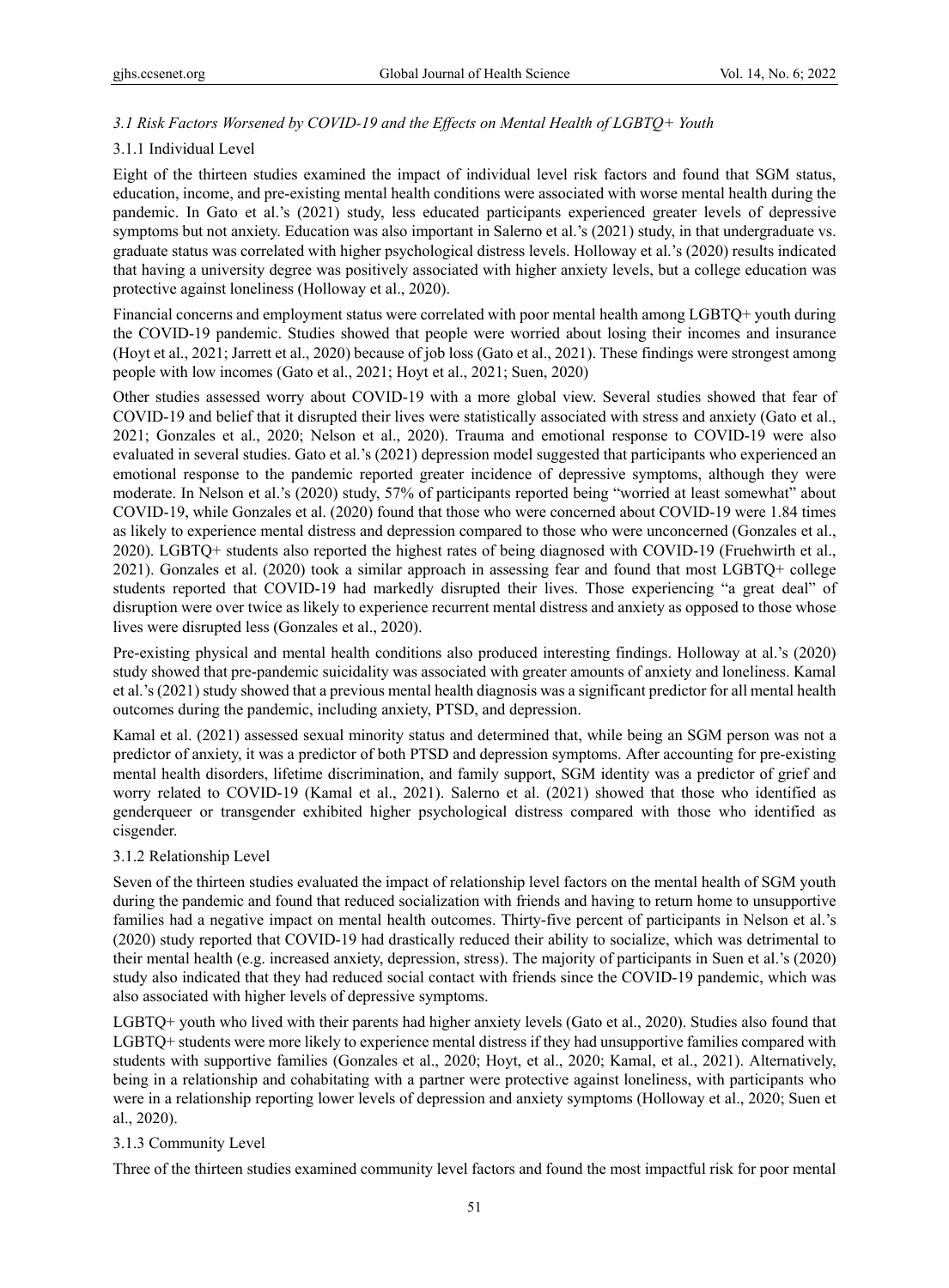### *3.1 Risk Factors Worsened by COVID-19 and the Effects on Mental Health of LGBTQ+ Youth*

#### 3.1.1 Individual Level

Eight of the thirteen studies examined the impact of individual level risk factors and found that SGM status, education, income, and pre-existing mental health conditions were associated with worse mental health during the pandemic. In Gato et al.'s (2021) study, less educated participants experienced greater levels of depressive symptoms but not anxiety. Education was also important in Salerno et al.'s (2021) study, in that undergraduate vs. graduate status was correlated with higher psychological distress levels. Holloway et al.'s (2020) results indicated that having a university degree was positively associated with higher anxiety levels, but a college education was protective against loneliness (Holloway et al., 2020).

Financial concerns and employment status were correlated with poor mental health among LGBTQ+ youth during the COVID-19 pandemic. Studies showed that people were worried about losing their incomes and insurance (Hoyt et al., 2021; Jarrett et al., 2020) because of job loss (Gato et al., 2021). These findings were strongest among people with low incomes (Gato et al., 2021; Hoyt et al., 2021; Suen, 2020)

Other studies assessed worry about COVID-19 with a more global view. Several studies showed that fear of COVID-19 and belief that it disrupted their lives were statistically associated with stress and anxiety (Gato et al., 2021; Gonzales et al., 2020; Nelson et al., 2020). Trauma and emotional response to COVID-19 were also evaluated in several studies. Gato et al.'s (2021) depression model suggested that participants who experienced an emotional response to the pandemic reported greater incidence of depressive symptoms, although they were moderate. In Nelson et al.'s (2020) study, 57% of participants reported being "worried at least somewhat" about COVID-19, while Gonzales et al. (2020) found that those who were concerned about COVID-19 were 1.84 times as likely to experience mental distress and depression compared to those who were unconcerned (Gonzales et al., 2020). LGBTQ+ students also reported the highest rates of being diagnosed with COVID-19 (Fruehwirth et al., 2021). Gonzales et al. (2020) took a similar approach in assessing fear and found that most LGBTQ+ college students reported that COVID-19 had markedly disrupted their lives. Those experiencing "a great deal" of disruption were over twice as likely to experience recurrent mental distress and anxiety as opposed to those whose lives were disrupted less (Gonzales et al., 2020).

Pre-existing physical and mental health conditions also produced interesting findings. Holloway at al.'s (2020) study showed that pre-pandemic suicidality was associated with greater amounts of anxiety and loneliness. Kamal et al.'s (2021) study showed that a previous mental health diagnosis was a significant predictor for all mental health outcomes during the pandemic, including anxiety, PTSD, and depression.

Kamal et al. (2021) assessed sexual minority status and determined that, while being an SGM person was not a predictor of anxiety, it was a predictor of both PTSD and depression symptoms. After accounting for pre-existing mental health disorders, lifetime discrimination, and family support, SGM identity was a predictor of grief and worry related to COVID-19 (Kamal et al., 2021). Salerno et al. (2021) showed that those who identified as genderqueer or transgender exhibited higher psychological distress compared with those who identified as cisgender.

#### 3.1.2 Relationship Level

Seven of the thirteen studies evaluated the impact of relationship level factors on the mental health of SGM youth during the pandemic and found that reduced socialization with friends and having to return home to unsupportive families had a negative impact on mental health outcomes. Thirty-five percent of participants in Nelson et al.'s (2020) study reported that COVID-19 had drastically reduced their ability to socialize, which was detrimental to their mental health (e.g. increased anxiety, depression, stress). The majority of participants in Suen et al.'s (2020) study also indicated that they had reduced social contact with friends since the COVID-19 pandemic, which was also associated with higher levels of depressive symptoms.

LGBTQ+ youth who lived with their parents had higher anxiety levels (Gato et al., 2020). Studies also found that LGBTQ+ students were more likely to experience mental distress if they had unsupportive families compared with students with supportive families (Gonzales et al., 2020; Hoyt, et al., 2020; Kamal, et al., 2021). Alternatively, being in a relationship and cohabitating with a partner were protective against loneliness, with participants who were in a relationship reporting lower levels of depression and anxiety symptoms (Holloway et al., 2020; Suen et al., 2020).

#### 3.1.3 Community Level

Three of the thirteen studies examined community level factors and found the most impactful risk for poor mental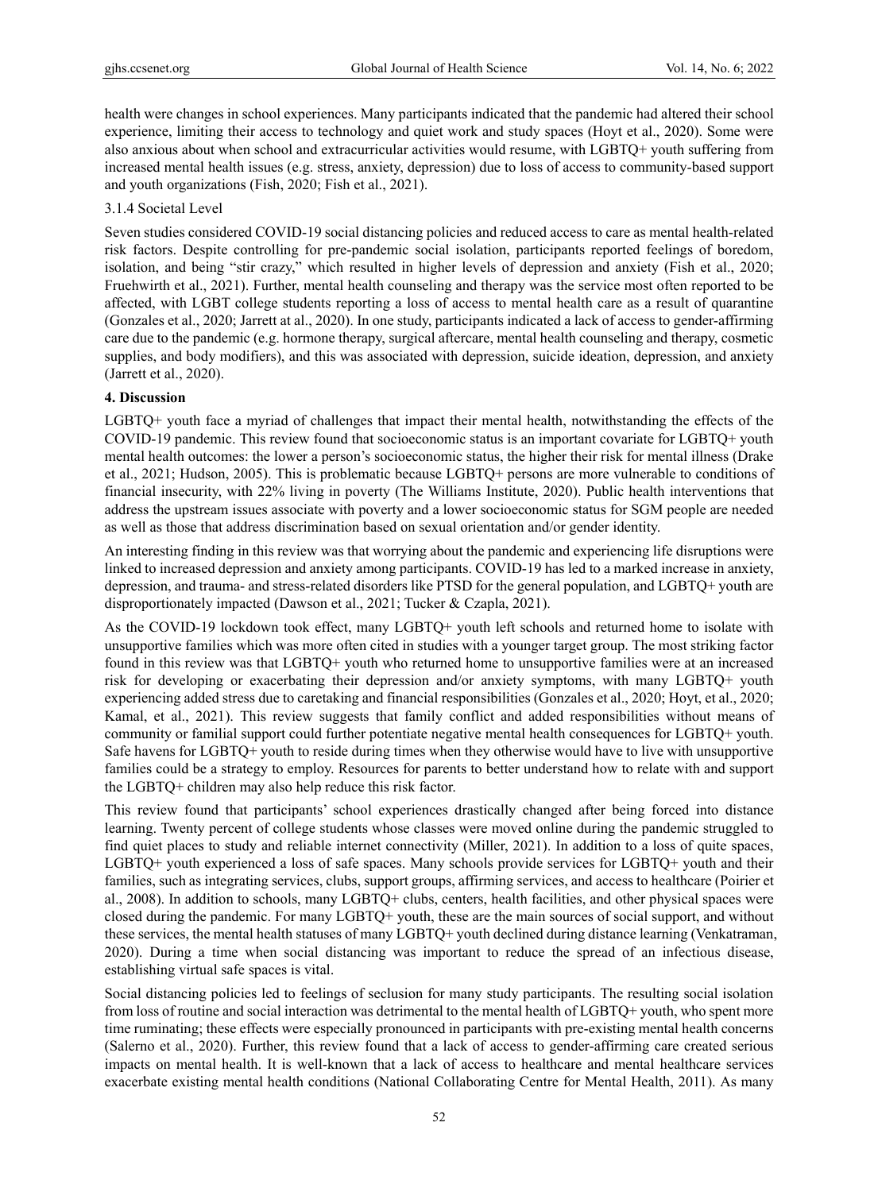health were changes in school experiences. Many participants indicated that the pandemic had altered their school experience, limiting their access to technology and quiet work and study spaces (Hoyt et al., 2020). Some were also anxious about when school and extracurricular activities would resume, with LGBTQ+ youth suffering from increased mental health issues (e.g. stress, anxiety, depression) due to loss of access to community-based support and youth organizations (Fish, 2020; Fish et al., 2021).

### 3.1.4 Societal Level

Seven studies considered COVID-19 social distancing policies and reduced access to care as mental health-related risk factors. Despite controlling for pre-pandemic social isolation, participants reported feelings of boredom, isolation, and being "stir crazy," which resulted in higher levels of depression and anxiety (Fish et al., 2020; Fruehwirth et al., 2021). Further, mental health counseling and therapy was the service most often reported to be affected, with LGBT college students reporting a loss of access to mental health care as a result of quarantine (Gonzales et al., 2020; Jarrett at al., 2020). In one study, participants indicated a lack of access to gender-affirming care due to the pandemic (e.g. hormone therapy, surgical aftercare, mental health counseling and therapy, cosmetic supplies, and body modifiers), and this was associated with depression, suicide ideation, depression, and anxiety (Jarrett et al., 2020).

## 4. Discussion

LGBTQ+ youth face a myriad of challenges that impact their mental health, notwithstanding the effects of the COVID-19 pandemic. This review found that socioeconomic status is an important covariate for LGBTQ+ youth mental health outcomes: the lower a person's socioeconomic status, the higher their risk for mental illness (Drake et al., 2021; Hudson, 2005). This is problematic because LGBTQ+ persons are more vulnerable to conditions of financial insecurity, with 22% living in poverty (The Williams Institute, 2020). Public health interventions that address the upstream issues associate with poverty and a lower socioeconomic status for SGM people are needed as well as those that address discrimination based on sexual orientation and/or gender identity.

An interesting finding in this review was that worrying about the pandemic and experiencing life disruptions were linked to increased depression and anxiety among participants. COVID-19 has led to a marked increase in anxiety, depression, and trauma- and stress-related disorders like PTSD for the general population, and LGBTQ+ youth are disproportionately impacted (Dawson et al., 2021; Tucker & Czapla, 2021).

As the COVID-19 lockdown took effect, many LGBTQ+ youth left schools and returned home to isolate with unsupportive families which was more often cited in studies with a younger target group. The most striking factor found in this review was that LGBTQ+ youth who returned home to unsupportive families were at an increased risk for developing or exacerbating their depression and/or anxiety symptoms, with many LGBTQ+ youth experiencing added stress due to caretaking and financial responsibilities (Gonzales et al., 2020; Hoyt, et al., 2020; Kamal, et al., 2021). This review suggests that family conflict and added responsibilities without means of community or familial support could further potentiate negative mental health consequences for LGBTQ+ youth. Safe havens for LGBTQ+ youth to reside during times when they otherwise would have to live with unsupportive families could be a strategy to employ. Resources for parents to better understand how to relate with and support the LGBTQ+ children may also help reduce this risk factor.

This review found that participants' school experiences drastically changed after being forced into distance learning. Twenty percent of college students whose classes were moved online during the pandemic struggled to find quiet places to study and reliable internet connectivity (Miller, 2021). In addition to a loss of quite spaces, LGBTQ+ youth experienced a loss of safe spaces. Many schools provide services for LGBTQ+ youth and their families, such as integrating services, clubs, support groups, affirming services, and access to healthcare (Poirier et al., 2008). In addition to schools, many LGBTQ+ clubs, centers, health facilities, and other physical spaces were closed during the pandemic. For many LGBTQ+ youth, these are the main sources of social support, and without these services, the mental health statuses of many LGBTQ+ youth declined during distance learning (Venkatraman, 2020). During a time when social distancing was important to reduce the spread of an infectious disease, establishing virtual safe spaces is vital.

Social distancing policies led to feelings of seclusion for many study participants. The resulting social isolation from loss of routine and social interaction was detrimental to the mental health of LGBTQ+ youth, who spent more time ruminating; these effects were especially pronounced in participants with pre-existing mental health concerns (Salerno et al., 2020). Further, this review found that a lack of access to gender-affirming care created serious impacts on mental health. It is well-known that a lack of access to healthcare and mental healthcare services exacerbate existing mental health conditions (National Collaborating Centre for Mental Health, 2011). As many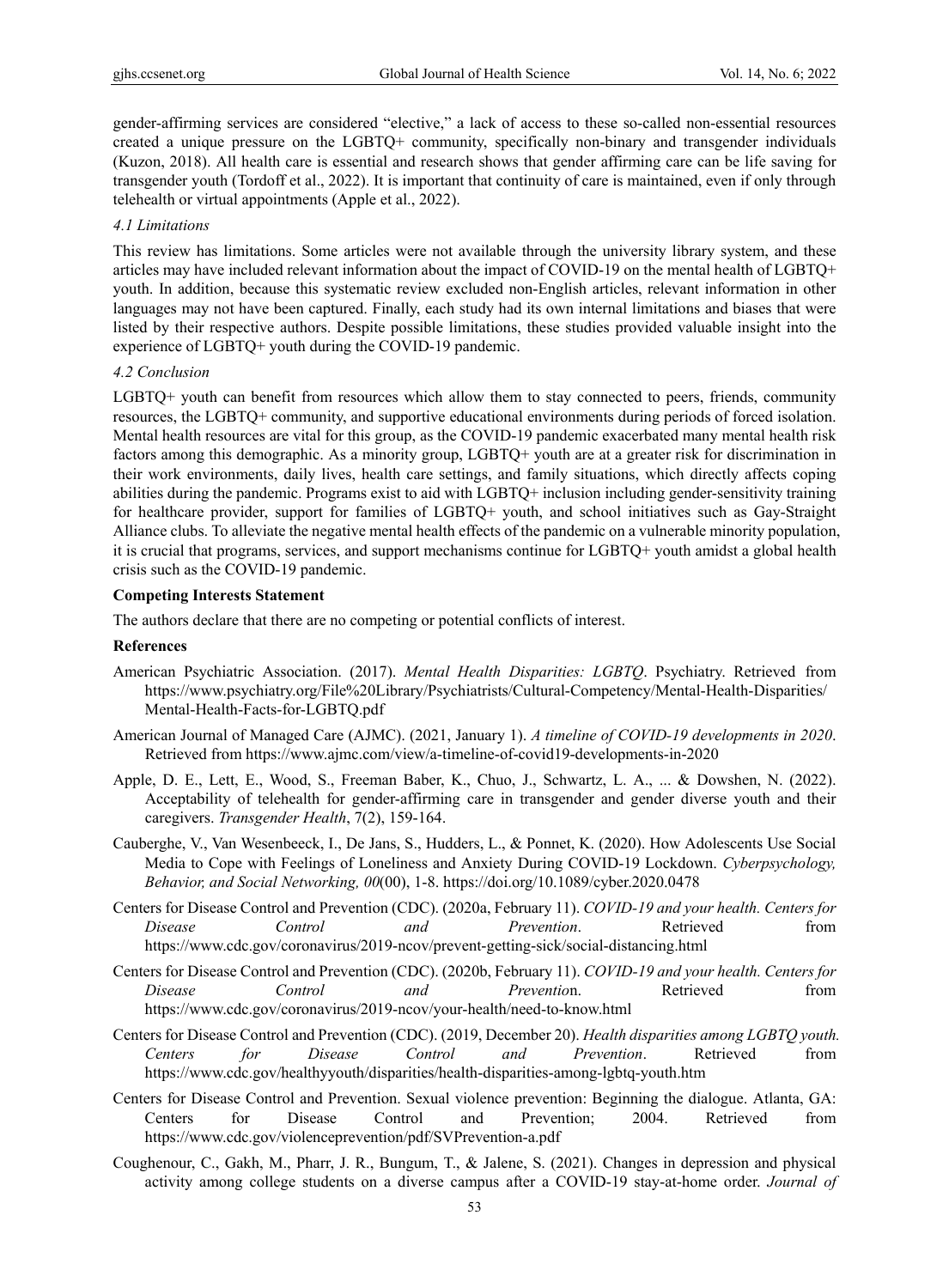gender-affirming services are considered "elective," a lack of access to these so-called non-essential resources created a unique pressure on the LGBTQ+ community, specifically non-binary and transgender individuals (Kuzon, 2018). All health care is essential and research shows that gender affirming care can be life saving for transgender youth (Tordoff et al., 2022). It is important that continuity of care is maintained, even if only through telehealth or virtual appointments (Apple et al., 2022).

### *4.1 Limitations*

This review has limitations. Some articles were not available through the university library system, and these articles may have included relevant information about the impact of COVID-19 on the mental health of LGBTQ+ youth. In addition, because this systematic review excluded non-English articles, relevant information in other languages may not have been captured. Finally, each study had its own internal limitations and biases that were listed by their respective authors. Despite possible limitations, these studies provided valuable insight into the experience of LGBTQ+ youth during the COVID-19 pandemic.

### *4.2 Conclusion*

LGBTQ+ youth can benefit from resources which allow them to stay connected to peers, friends, community resources, the LGBTQ+ community, and supportive educational environments during periods of forced isolation. Mental health resources are vital for this group, as the COVID-19 pandemic exacerbated many mental health risk factors among this demographic. As a minority group, LGBTQ+ youth are at a greater risk for discrimination in their work environments, daily lives, health care settings, and family situations, which directly affects coping abilities during the pandemic. Programs exist to aid with LGBTQ+ inclusion including gender-sensitivity training for healthcare provider, support for families of LGBTQ+ youth, and school initiatives such as Gay-Straight Alliance clubs. To alleviate the negative mental health effects of the pandemic on a vulnerable minority population, it is crucial that programs, services, and support mechanisms continue for LGBTQ+ youth amidst a global health crisis such as the COVID-19 pandemic.

**Competing Interests Statement**

The authors declare that there are no competing or potential conflicts of interest.

**References**

American Psychiatric Association. (2017). *Mental Health Disparities: LGBTQ*. Psychiatry. Retrieved from https://www.psychiatry.org/File%20Library/Psychiatrists/Cultural-Competency/Mental-Health-Disparities/Mental-Health-Facts-for-LGBTQ.pdf

American Journal of Managed Care (AJMC). (2021, January 1). *A timeline of COVID-19 developments in 2020*. Retrieved from https://www.ajmc.com/view/a-timeline-of-covid19-developments-in-2020

Apple, D. E., Lett, E., Wood, S., Freeman Baber, K., Chuo, J., Schwartz, L. A., ... & Dowshen, N. (2022). Acceptability of telehealth for gender-affirming care in transgender and gender diverse youth and their caregivers. *Transgender Health*, 7(2), 159-164.

Cauberghe, V., Van Wesenbeeck, I., De Jans, S., Hudders, L., & Ponnet, K. (2020). How Adolescents Use Social Media to Cope with Feelings of Loneliness and Anxiety During COVID-19 Lockdown. *Cyberpsychology, Behavior, and Social Networking, 00*(00), 1-8. https://doi.org/10.1089/cyber.2020.0478

Centers for Disease Control and Prevention (CDC). (2020a, February 11). *COVID-19 and your health. Centers for Disease Control and Prevention*. Retrieved from https://www.cdc.gov/coronavirus/2019-ncov/prevent-getting-sick/social-distancing.html

Centers for Disease Control and Prevention (CDC). (2020b, February 11). *COVID-19 and your health. Centers for Disease Control and Preventio*n. Retrieved from https://www.cdc.gov/coronavirus/2019-ncov/your-health/need-to-know.html

Centers for Disease Control and Prevention (CDC). (2019, December 20). *Health disparities among LGBTQ youth. Centers for Disease Control and Prevention*. Retrieved from https://www.cdc.gov/healthyyouth/disparities/health-disparities-among-lgbtq-youth.htm

Centers for Disease Control and Prevention. Sexual violence prevention: Beginning the dialogue. Atlanta, GA: Centers for Disease Control and Prevention; 2004. Retrieved from https://www.cdc.gov/violenceprevention/pdf/SVPrevention-a.pdf

Coughenour, C., Gakh, M., Pharr, J. R., Bungum, T., & Jalene, S. (2021). Changes in depression and physical activity among college students on a diverse campus after a COVID-19 stay-at-home order. *Journal of*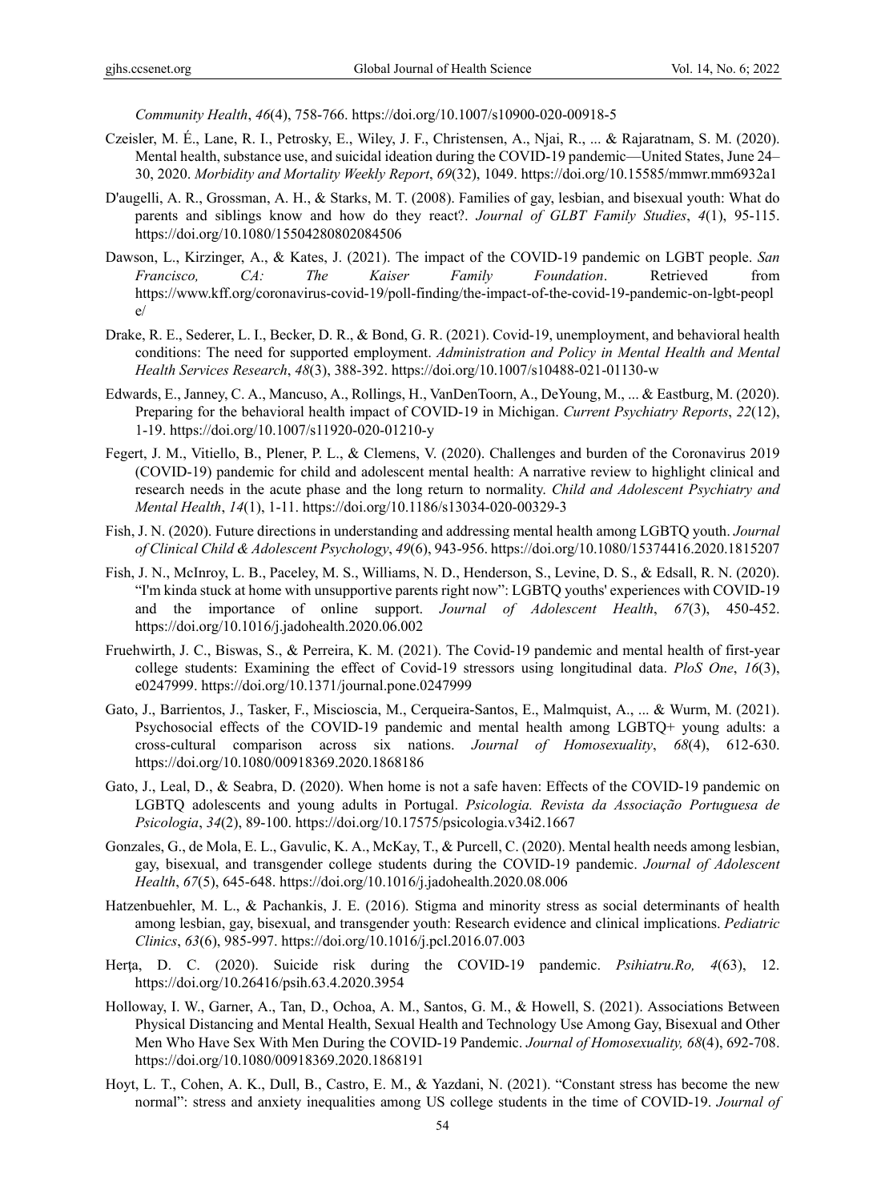*Community Health*, *46*(4), 758-766. https://doi.org/10.1007/s10900-020-00918-5

Czeisler, M. É., Lane, R. I., Petrosky, E., Wiley, J. F., Christensen, A., Njai, R., ... & Rajaratnam, S. M. (2020). Mental health, substance use, and suicidal ideation during the COVID-19 pandemic—United States, June 24–30, 2020. *Morbidity and Mortality Weekly Report*, *69*(32), 1049. https://doi.org/10.15585/mmwr.mm6932a1

D'augelli, A. R., Grossman, A. H., & Starks, M. T. (2008). Families of gay, lesbian, and bisexual youth: What do parents and siblings know and how do they react?. *Journal of GLBT Family Studies*, *4*(1), 95-115. https://doi.org/10.1080/15504280802084506

Dawson, L., Kirzinger, A., & Kates, J. (2021). The impact of the COVID-19 pandemic on LGBT people. *San Francisco, CA: The Kaiser Family Foundation*. Retrieved from https://www.kff.org/coronavirus-covid-19/poll-finding/the-impact-of-the-covid-19-pandemic-on-lgbt-people/

Drake, R. E., Sederer, L. I., Becker, D. R., & Bond, G. R. (2021). Covid-19, unemployment, and behavioral health conditions: The need for supported employment. *Administration and Policy in Mental Health and Mental Health Services Research*, *48*(3), 388-392. https://doi.org/10.1007/s10488-021-01130-w

Edwards, E., Janney, C. A., Mancuso, A., Rollings, H., VanDenToorn, A., DeYoung, M., ... & Eastburg, M. (2020). Preparing for the behavioral health impact of COVID-19 in Michigan. *Current Psychiatry Reports*, *22*(12), 1-19. https://doi.org/10.1007/s11920-020-01210-y

Fegert, J. M., Vitiello, B., Plener, P. L., & Clemens, V. (2020). Challenges and burden of the Coronavirus 2019 (COVID-19) pandemic for child and adolescent mental health: A narrative review to highlight clinical and research needs in the acute phase and the long return to normality. *Child and Adolescent Psychiatry and Mental Health*, *14*(1), 1-11. https://doi.org/10.1186/s13034-020-00329-3

Fish, J. N. (2020). Future directions in understanding and addressing mental health among LGBTQ youth. *Journal of Clinical Child & Adolescent Psychology*, *49*(6), 943-956. https://doi.org/10.1080/15374416.2020.1815207

Fish, J. N., McInroy, L. B., Paceley, M. S., Williams, N. D., Henderson, S., Levine, D. S., & Edsall, R. N. (2020). "I'm kinda stuck at home with unsupportive parents right now": LGBTQ youths' experiences with COVID-19 and the importance of online support. *Journal of Adolescent Health*, *67*(3), 450-452. https://doi.org/10.1016/j.jadohealth.2020.06.002

Fruehwirth, J. C., Biswas, S., & Perreira, K. M. (2021). The Covid-19 pandemic and mental health of first-year college students: Examining the effect of Covid-19 stressors using longitudinal data. *PloS One*, *16*(3), e0247999. https://doi.org/10.1371/journal.pone.0247999

Gato, J., Barrientos, J., Tasker, F., Miscioscia, M., Cerqueira-Santos, E., Malmquist, A., ... & Wurm, M. (2021). Psychosocial effects of the COVID-19 pandemic and mental health among LGBTQ+ young adults: a cross-cultural comparison across six nations. *Journal of Homosexuality*, *68*(4), 612-630. https://doi.org/10.1080/00918369.2020.1868186

Gato, J., Leal, D., & Seabra, D. (2020). When home is not a safe haven: Effects of the COVID-19 pandemic on LGBTQ adolescents and young adults in Portugal. *Psicologia. Revista da Associação Portuguesa de Psicologia*, *34*(2), 89-100. https://doi.org/10.17575/psicologia.v34i2.1667

Gonzales, G., de Mola, E. L., Gavulic, K. A., McKay, T., & Purcell, C. (2020). Mental health needs among lesbian, gay, bisexual, and transgender college students during the COVID-19 pandemic. *Journal of Adolescent Health*, *67*(5), 645-648. https://doi.org/10.1016/j.jadohealth.2020.08.006

Hatzenbuehler, M. L., & Pachankis, J. E. (2016). Stigma and minority stress as social determinants of health among lesbian, gay, bisexual, and transgender youth: Research evidence and clinical implications. *Pediatric Clinics*, *63*(6), 985-997. https://doi.org/10.1016/j.pcl.2016.07.003

Herţa, D. C. (2020). Suicide risk during the COVID-19 pandemic. *Psihiatru.Ro, 4*(63), 12. https://doi.org/10.26416/psih.63.4.2020.3954

Holloway, I. W., Garner, A., Tan, D., Ochoa, A. M., Santos, G. M., & Howell, S. (2021). Associations Between Physical Distancing and Mental Health, Sexual Health and Technology Use Among Gay, Bisexual and Other Men Who Have Sex With Men During the COVID-19 Pandemic. *Journal of Homosexuality, 68*(4), 692-708. https://doi.org/10.1080/00918369.2020.1868191

Hoyt, L. T., Cohen, A. K., Dull, B., Castro, E. M., & Yazdani, N. (2021). "Constant stress has become the new normal": stress and anxiety inequalities among US college students in the time of COVID-19. *Journal of*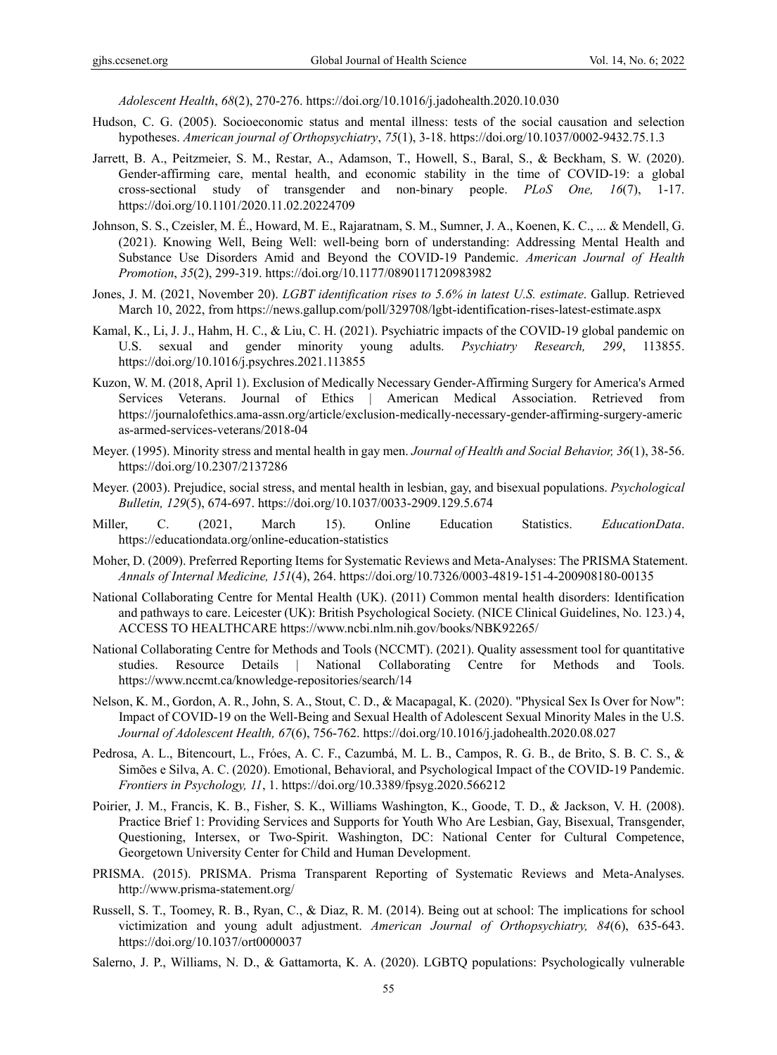*Adolescent Health*, *68*(2), 270-276. https://doi.org/10.1016/j.jadohealth.2020.10.030

Hudson, C. G. (2005). Socioeconomic status and mental illness: tests of the social causation and selection hypotheses. *American journal of Orthopsychiatry*, *75*(1), 3-18. https://doi.org/10.1037/0002-9432.75.1.3

Jarrett, B. A., Peitzmeier, S. M., Restar, A., Adamson, T., Howell, S., Baral, S., & Beckham, S. W. (2020). Gender-affirming care, mental health, and economic stability in the time of COVID-19: a global cross-sectional study of transgender and non-binary people. *PLoS One, 16*(7), 1-17. https://doi.org/10.1101/2020.11.02.20224709

Johnson, S. S., Czeisler, M. É., Howard, M. E., Rajaratnam, S. M., Sumner, J. A., Koenen, K. C., ... & Mendell, G. (2021). Knowing Well, Being Well: well-being born of understanding: Addressing Mental Health and Substance Use Disorders Amid and Beyond the COVID-19 Pandemic. *American Journal of Health Promotion*, *35*(2), 299-319. https://doi.org/10.1177/0890117120983982

Jones, J. M. (2021, November 20). *LGBT identification rises to 5.6% in latest U.S. estimate*. Gallup. Retrieved March 10, 2022, from https://news.gallup.com/poll/329708/lgbt-identification-rises-latest-estimate.aspx

Kamal, K., Li, J. J., Hahm, H. C., & Liu, C. H. (2021). Psychiatric impacts of the COVID-19 global pandemic on U.S. sexual and gender minority young adults. *Psychiatry Research, 299*, 113855. https://doi.org/10.1016/j.psychres.2021.113855

Kuzon, W. M. (2018, April 1). Exclusion of Medically Necessary Gender-Affirming Surgery for America's Armed Services Veterans. Journal of Ethics | American Medical Association. Retrieved from https://journalofethics.ama-assn.org/article/exclusion-medically-necessary-gender-affirming-surgery-americas-armed-services-veterans/2018-04

Meyer. (1995). Minority stress and mental health in gay men. *Journal of Health and Social Behavior, 36*(1), 38-56. https://doi.org/10.2307/2137286

Meyer. (2003). Prejudice, social stress, and mental health in lesbian, gay, and bisexual populations. *Psychological Bulletin, 129*(5), 674-697. https://doi.org/10.1037/0033-2909.129.5.674

Miller, C. (2021, March 15). Online Education Statistics. *EducationData*. https://educationdata.org/online-education-statistics

Moher, D. (2009). Preferred Reporting Items for Systematic Reviews and Meta-Analyses: The PRISMA Statement. *Annals of Internal Medicine, 151*(4), 264. https://doi.org/10.7326/0003-4819-151-4-200908180-00135

National Collaborating Centre for Mental Health (UK). (2011) Common mental health disorders: Identification and pathways to care. Leicester (UK): British Psychological Society. (NICE Clinical Guidelines, No. 123.) 4, ACCESS TO HEALTHCARE https://www.ncbi.nlm.nih.gov/books/NBK92265/

National Collaborating Centre for Methods and Tools (NCCMT). (2021). Quality assessment tool for quantitative studies. Resource Details | National Collaborating Centre for Methods and Tools. https://www.nccmt.ca/knowledge-repositories/search/14

Nelson, K. M., Gordon, A. R., John, S. A., Stout, C. D., & Macapagal, K. (2020). "Physical Sex Is Over for Now": Impact of COVID-19 on the Well-Being and Sexual Health of Adolescent Sexual Minority Males in the U.S. *Journal of Adolescent Health, 67*(6), 756-762. https://doi.org/10.1016/j.jadohealth.2020.08.027

Pedrosa, A. L., Bitencourt, L., Fróes, A. C. F., Cazumbá, M. L. B., Campos, R. G. B., de Brito, S. B. C. S., & Simões e Silva, A. C. (2020). Emotional, Behavioral, and Psychological Impact of the COVID-19 Pandemic. *Frontiers in Psychology, 11*, 1. https://doi.org/10.3389/fpsyg.2020.566212

Poirier, J. M., Francis, K. B., Fisher, S. K., Williams Washingto, K., Goode, T. D., & Jackson, V. H. (2008). Practice Brief 1: Providing Services and Supports for Youth Who Are Lesbian, Gay, Bisexual, Transgender, Questioning, Intersex, or Two-Spirit. Washington, DC: National Center for Cultural Competence, Georgetown University Center for Child and Human Development.

PRISMA. (2015). PRISMA. Prisma Transparent Reporting of Systematic Reviews and Meta-Analyses. http://www.prisma-statement.org/

Russell, S. T., Toomey, R. B., Ryan, C., & Diaz, R. M. (2014). Being out at school: The implications for school victimization and young adult adjustment. *American Journal of Orthopsychiatry, 84*(6), 635-643. https://doi.org/10.1037/ort0000037

Salerno, J. P., Williams, N. D., & Gattamorta, K. A. (2020). LGBTQ populations: Psychologically vulnerable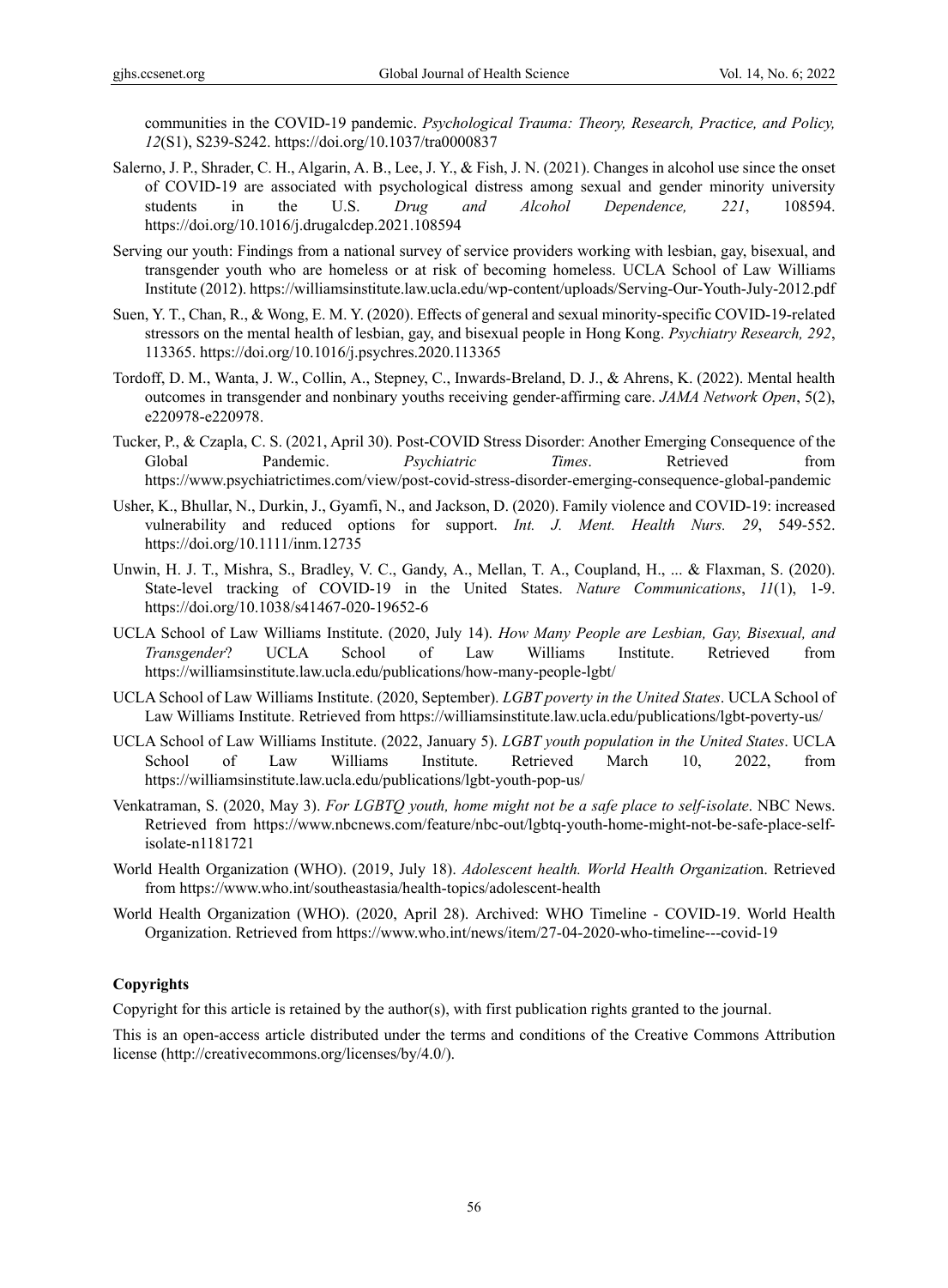communities in the COVID-19 pandemic. *Psychological Trauma: Theory, Research, Practice, and Policy, 12*(S1), S239-S242. https://doi.org/10.1037/tra0000837

Salerno, J. P., Shrader, C. H., Algarin, A. B., Lee, J. Y., & Fish, J. N. (2021). Changes in alcohol use since the onset of COVID-19 are associated with psychological distress among sexual and gender minority university students in the U.S. *Drug and Alcohol Dependence, 221*, 108594. https://doi.org/10.1016/j.drugalcdep.2021.108594

Serving our youth: Findings from a national survey of service providers working with lesbian, gay, bisexual, and transgender youth who are homeless or at risk of becoming homeless. UCLA School of Law Williams Institute (2012). https://williamsinstitute.law.ucla.edu/wp-content/uploads/Serving-Our-Youth-July-2012.pdf

Suen, Y. T., Chan, R., & Wong, E. M. Y. (2020). Effects of general and sexual minority-specific COVID-19-related stressors on the mental health of lesbian, gay, and bisexual people in Hong Kong. *Psychiatry Research, 292*, 113365. https://doi.org/10.1016/j.psychres.2020.113365

Tordoff, D. M., Wanta, J. W., Collin, A., Stepney, C., Inwards-Breland, D. J., & Ahrens, K. (2022). Mental health outcomes in transgender and nonbinary youths receiving gender-affirming care. *JAMA Network Open*, 5(2), e220978-e220978.

Tucker, P., & Czapla, C. S. (2021, April 30). Post-COVID Stress Disorder: Another Emerging Consequence of the Global Pandemic. *Psychiatric Times*. Retrieved from https://www.psychiatrictimes.com/view/post-covid-stress-disorder-emerging-consequence-global-pandemic

Usher, K., Bhullar, N., Durkin, J., Gyamfi, N., and Jackson, D. (2020). Family violence and COVID-19: increased vulnerability and reduced options for support. *Int. J. Ment. Health Nurs. 29*, 549-552. https://doi.org/10.1111/inm.12735

Unwin, H. J. T., Mishra, S., Bradley, V. C., Gandy, A., Mellan, T. A., Coupland, H., ... & Flaxman, S. (2020). State-level tracking of COVID-19 in the United States. *Nature Communications*, *11*(1), 1-9. https://doi.org/10.1038/s41467-020-19652-6

UCLA School of Law Williams Institute. (2020, July 14). *How Many People are Lesbian, Gay, Bisexual, and Transgender*? UCLA School of Law Williams Institute. Retrieved from https://williamsinstitute.law.ucla.edu/publications/how-many-people-lgbt/

UCLA School of Law Williams Institute. (2020, September). *LGBT poverty in the United States*. UCLA School of Law Williams Institute. Retrieved from https://williamsinstitute.law.ucla.edu/publications/lgbt-poverty-us/

UCLA School of Law Williams Institute. (2022, January 5). *LGBT youth population in the United States*. UCLA School of Law Williams Institute. Retrieved March 10, 2022, from https://williamsinstitute.law.ucla.edu/publications/lgbt-youth-pop-us/

Venkatraman, S. (2020, May 3). *For LGBTQ youth, home might not be a safe place to self-isolate*. NBC News. Retrieved from https://www.nbcnews.com/feature/nbc-out/lgbtq-youth-home-might-not-be-safe-place-self-isolate-n1181721

World Health Organization (WHO). (2019, July 18). *Adolescent health. World Health Organizatio*n. Retrieved from https://www.who.int/southeastasia/health-topics/adolescent-health

World Health Organization (WHO). (2020, April 28). Archived: WHO Timeline - COVID-19. World Health Organization. Retrieved from https://www.who.int/news/item/27-04-2020-who-timeline---covid-19

**Copyrights**

Copyright for this article is retained by the author(s), with first publication rights granted to the journal.

This is an open-access article distributed under the terms and conditions of the Creative Commons Attribution license (http://creativecommons.org/licenses/by/4.0/).